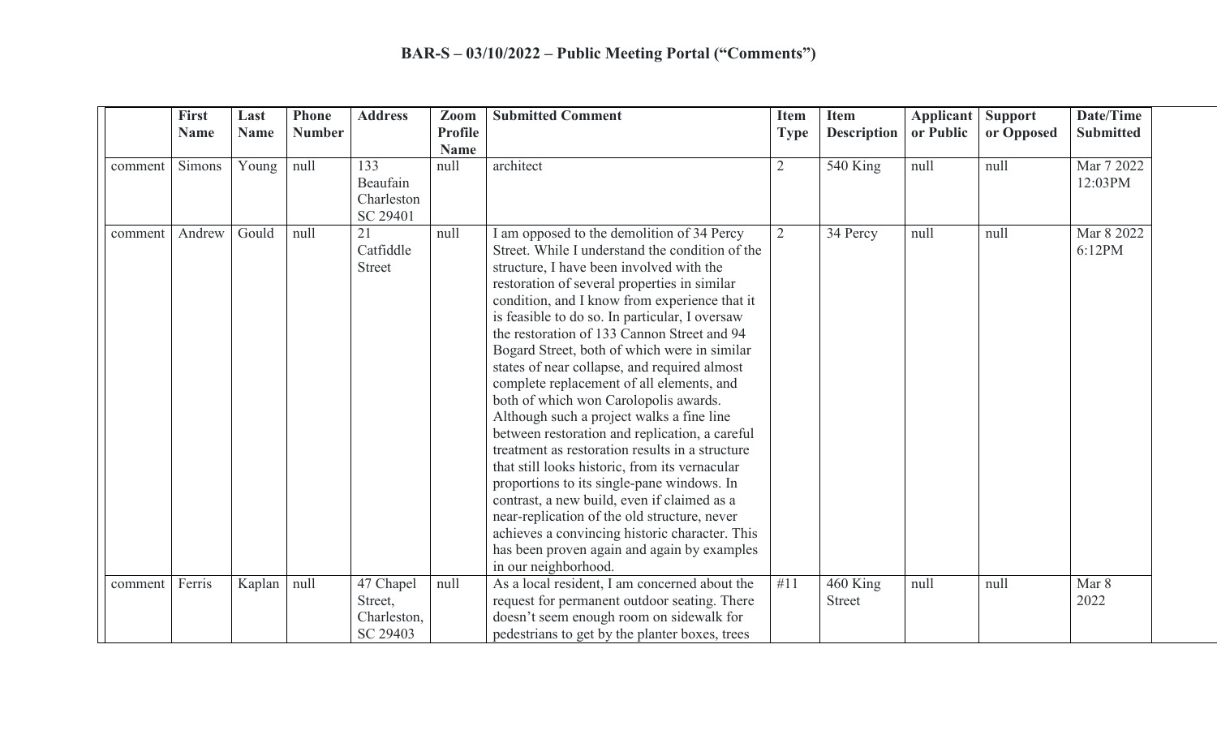# BAR-S – 03/10/2022 – Public Meeting Portal ("Comments")

| | First Name | Last Name | Phone Number | Address | Zoom Profile Name | Submitted Comment | Item Type | Item Description | Applicant or Public | Support or Opposed | Date/Time Submitted |
|---|---|---|---|---|---|---|---|---|---|---|---|
| comment | Simons | Young | null | 133 Beaufain Charleston SC 29401 | null | architect | 2 | 540 King | null | null | Mar 7 2022 12:03PM |
| comment | Andrew | Gould | null | 21 Catfiddle Street | null | I am opposed to the demolition of 34 Percy Street. While I understand the condition of the structure, I have been involved with the restoration of several properties in similar condition, and I know from experience that it is feasible to do so. In particular, I oversaw the restoration of 133 Cannon Street and 94 Bogard Street, both of which were in similar states of near collapse, and required almost complete replacement of all elements, and both of which won Carolopolis awards. Although such a project walks a fine line between restoration and replication, a careful treatment as restoration results in a structure that still looks historic, from its vernacular proportions to its single-pane windows. In contrast, a new build, even if claimed as a near-replication of the old structure, never achieves a convincing historic character. This has been proven again and again by examples in our neighborhood. | 2 | 34 Percy | null | null | Mar 8 2022 6:12PM |
| comment | Ferris | Kaplan | null | 47 Chapel Street, Charleston, SC 29403 | null | As a local resident, I am concerned about the request for permanent outdoor seating. There doesn't seem enough room on sidewalk for pedestrians to get by the planter boxes, trees | #11 | 460 King Street | null | null | Mar 8 2022 |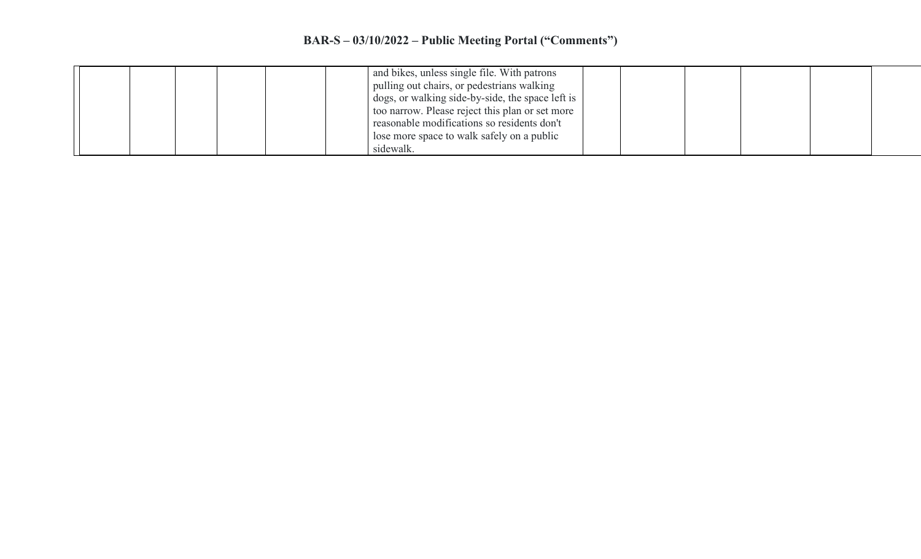| | | | | | | | | | | | | |
|---|---|---|---|---|---|---|---|---|---|---|---|---|
| | | | | | | and bikes, unless single file. With patrons pulling out chairs, or pedestrians walking dogs, or walking side-by-side, the space left is too narrow. Please reject this plan or set more reasonable modifications so residents don't lose more space to walk safely on a public sidewalk. | | | | | | |